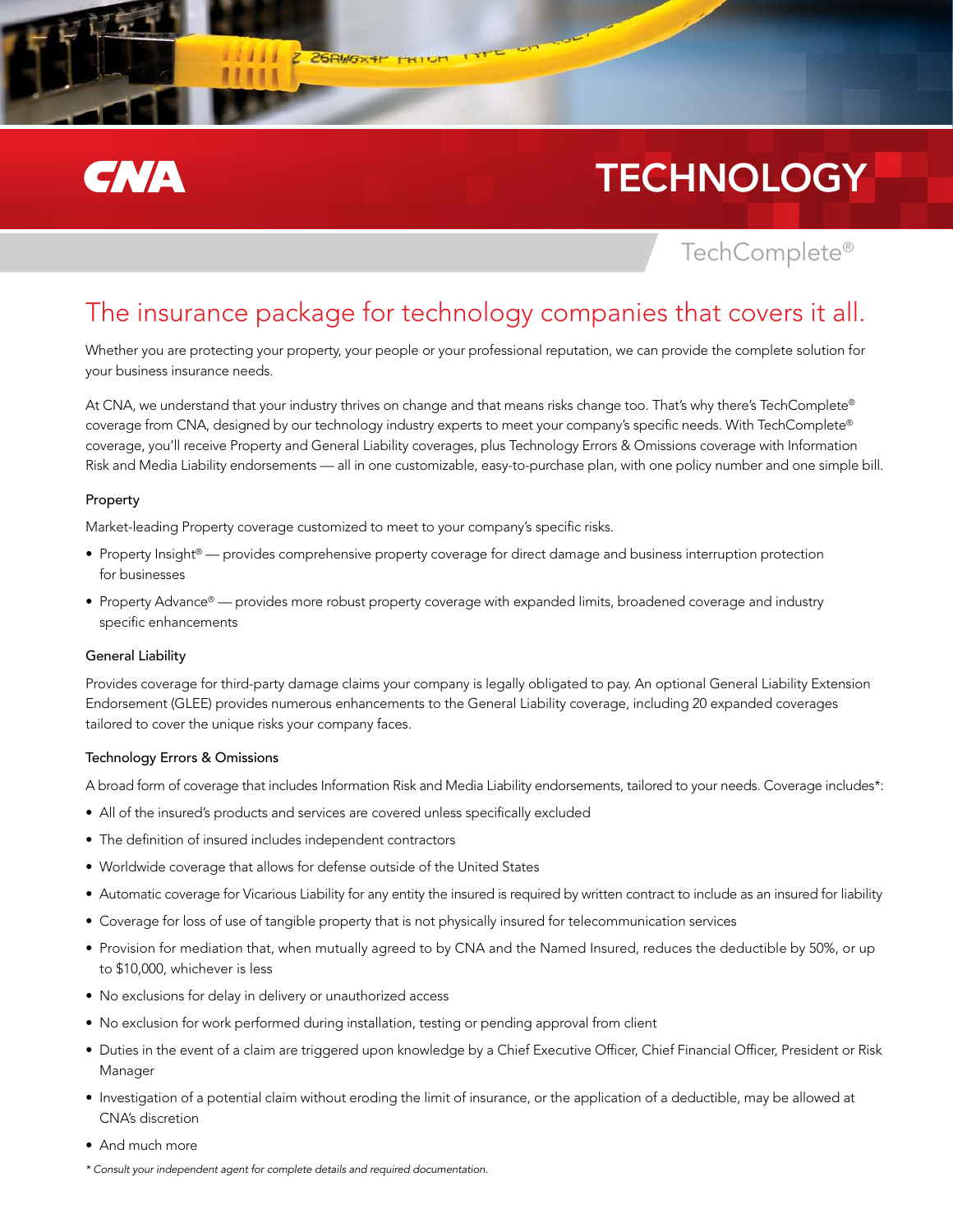CNA

# TECHNOLOGY

TechComplete®

## The insurance package for technology companies that covers it all.

Whether you are protecting your property, your people or your professional reputation, we can provide the complete solution for your business insurance needs.

At CNA, we understand that your industry thrives on change and that means risks change too. That's why there's TechComplete® coverage from CNA, designed by our technology industry experts to meet your company's specific needs. With TechComplete® coverage, you'll receive Property and General Liability coverages, plus Technology Errors & Omissions coverage with Information Risk and Media Liability endorsements — all in one customizable, easy-to-purchase plan, with one policy number and one simple bill.

### Property

Market-leading Property coverage customized to meet to your company's specific risks.

- Property Insight® — provides comprehensive property coverage for direct damage and business interruption protection for businesses
- Property Advance® — provides more robust property coverage with expanded limits, broadened coverage and industry specific enhancements

### General Liability

Provides coverage for third-party damage claims your company is legally obligated to pay. An optional General Liability Extension Endorsement (GLEE) provides numerous enhancements to the General Liability coverage, including 20 expanded coverages tailored to cover the unique risks your company faces.

### Technology Errors & Omissions

A broad form of coverage that includes Information Risk and Media Liability endorsements, tailored to your needs. Coverage includes*:

- All of the insured's products and services are covered unless specifically excluded
- The definition of insured includes independent contractors
- Worldwide coverage that allows for defense outside of the United States
- Automatic coverage for Vicarious Liability for any entity the insured is required by written contract to include as an insured for liability
- Coverage for loss of use of tangible property that is not physically insured for telecommunication services
- Provision for mediation that, when mutually agreed to by CNA and the Named Insured, reduces the deductible by 50%, or up to $10,000, whichever is less
- No exclusions for delay in delivery or unauthorized access
- No exclusion for work performed during installation, testing or pending approval from client
- Duties in the event of a claim are triggered upon knowledge by a Chief Executive Officer, Chief Financial Officer, President or Risk Manager
- Investigation of a potential claim without eroding the limit of insurance, or the application of a deductible, may be allowed at CNA's discretion
- And much more

*\* Consult your independent agent for complete details and required documentation.*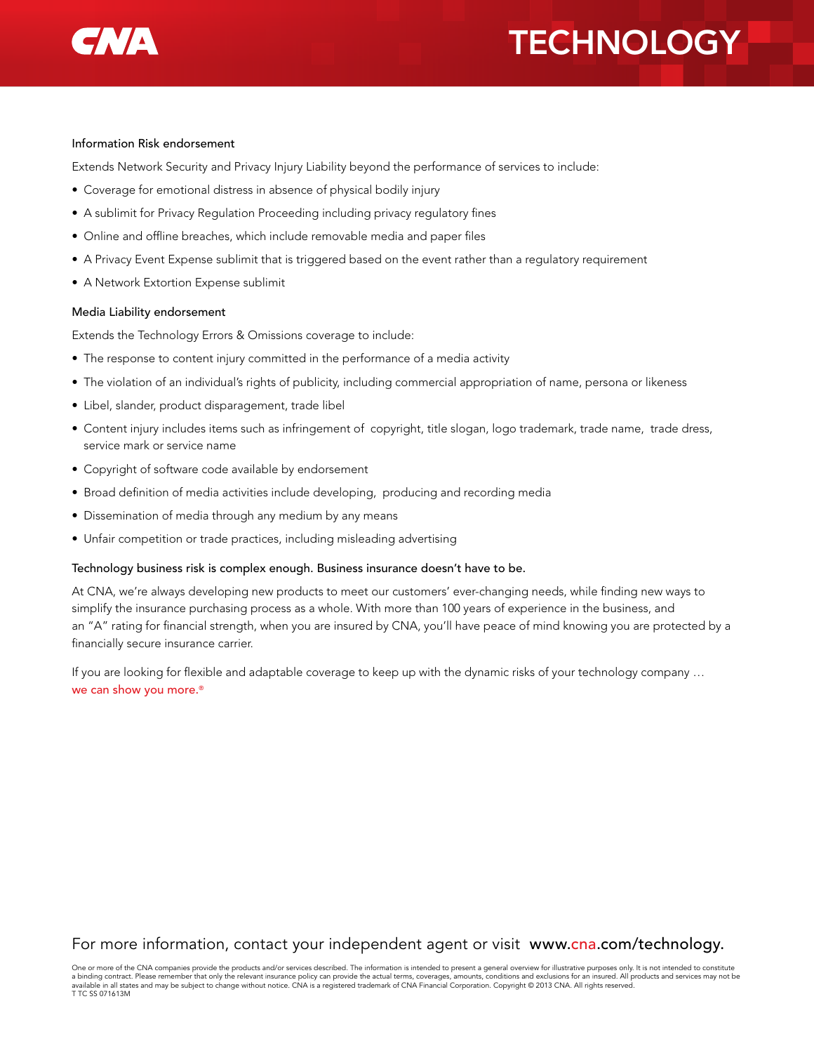Information Risk endorsement

Extends Network Security and Privacy Injury Liability beyond the performance of services to include:

- Coverage for emotional distress in absence of physical bodily injury
- A sublimit for Privacy Regulation Proceeding including privacy regulatory fines
- Online and offline breaches, which include removable media and paper files
- A Privacy Event Expense sublimit that is triggered based on the event rather than a regulatory requirement
- A Network Extortion Expense sublimit

Media Liability endorsement

Extends the Technology Errors & Omissions coverage to include:

- The response to content injury committed in the performance of a media activity
- The violation of an individual's rights of publicity, including commercial appropriation of name, persona or likeness
- Libel, slander, product disparagement, trade libel
- Content injury includes items such as infringement of copyright, title slogan, logo trademark, trade name, trade dress, service mark or service name
- Copyright of software code available by endorsement
- Broad definition of media activities include developing, producing and recording media
- Dissemination of media through any medium by any means
- Unfair competition or trade practices, including misleading advertising

Technology business risk is complex enough. Business insurance doesn't have to be.

At CNA, we're always developing new products to meet our customers' ever-changing needs, while finding new ways to simplify the insurance purchasing process as a whole. With more than 100 years of experience in the business, and an "A" rating for financial strength, when you are insured by CNA, you'll have peace of mind knowing you are protected by a financially secure insurance carrier.

If you are looking for flexible and adaptable coverage to keep up with the dynamic risks of your technology company … we can show you more.®

For more information, contact your independent agent or visit www.cna.com/technology.

One or more of the CNA companies provide the products and/or services described. The information is intended to present a general overview for illustrative purposes only. It is not intended to constitute a binding contract. Please remember that only the relevant insurance policy can provide the actual terms, coverages, amounts, conditions and exclusions for an insured. All products and services may not be available in all states and may be subject to change without notice. CNA is a registered trademark of CNA Financial Corporation. Copyright © 2013 CNA. All rights reserved.
T TC SS 071613M